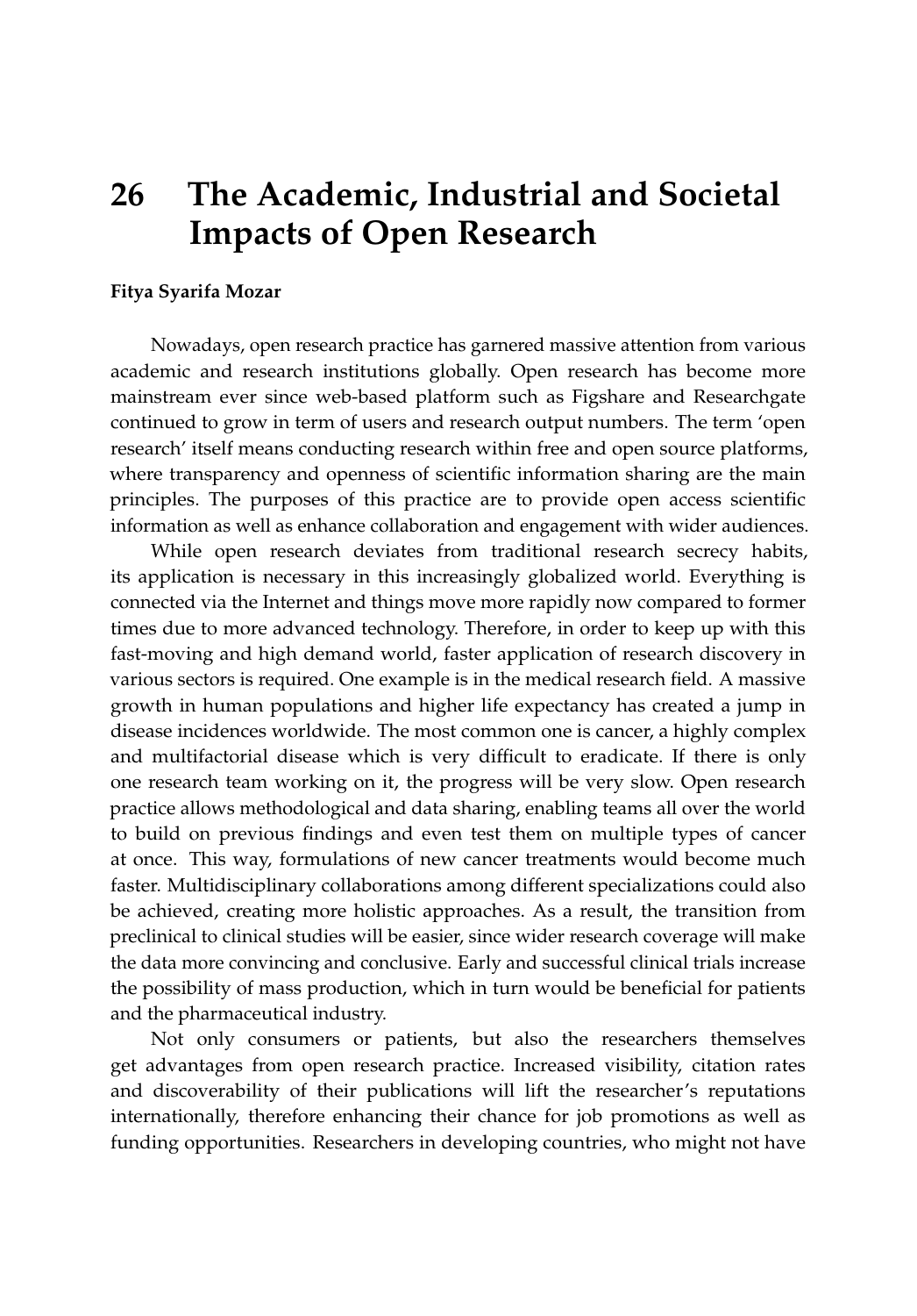# 26 The Academic, Industrial and Societal Impacts of Open Research

**Fitya Syarifa Mozar**

Nowadays, open research practice has garnered massive attention from various academic and research institutions globally. Open research has become more mainstream ever since web-based platform such as Figshare and Researchgate continued to grow in term of users and research output numbers. The term 'open research' itself means conducting research within free and open source platforms, where transparency and openness of scientific information sharing are the main principles. The purposes of this practice are to provide open access scientific information as well as enhance collaboration and engagement with wider audiences.

While open research deviates from traditional research secrecy habits, its application is necessary in this increasingly globalized world. Everything is connected via the Internet and things move more rapidly now compared to former times due to more advanced technology. Therefore, in order to keep up with this fast-moving and high demand world, faster application of research discovery in various sectors is required. One example is in the medical research field. A massive growth in human populations and higher life expectancy has created a jump in disease incidences worldwide. The most common one is cancer, a highly complex and multifactorial disease which is very difficult to eradicate. If there is only one research team working on it, the progress will be very slow. Open research practice allows methodological and data sharing, enabling teams all over the world to build on previous findings and even test them on multiple types of cancer at once. This way, formulations of new cancer treatments would become much faster. Multidisciplinary collaborations among different specializations could also be achieved, creating more holistic approaches. As a result, the transition from preclinical to clinical studies will be easier, since wider research coverage will make the data more convincing and conclusive. Early and successful clinical trials increase the possibility of mass production, which in turn would be beneficial for patients and the pharmaceutical industry.

Not only consumers or patients, but also the researchers themselves get advantages from open research practice. Increased visibility, citation rates and discoverability of their publications will lift the researcher's reputations internationally, therefore enhancing their chance for job promotions as well as funding opportunities. Researchers in developing countries, who might not have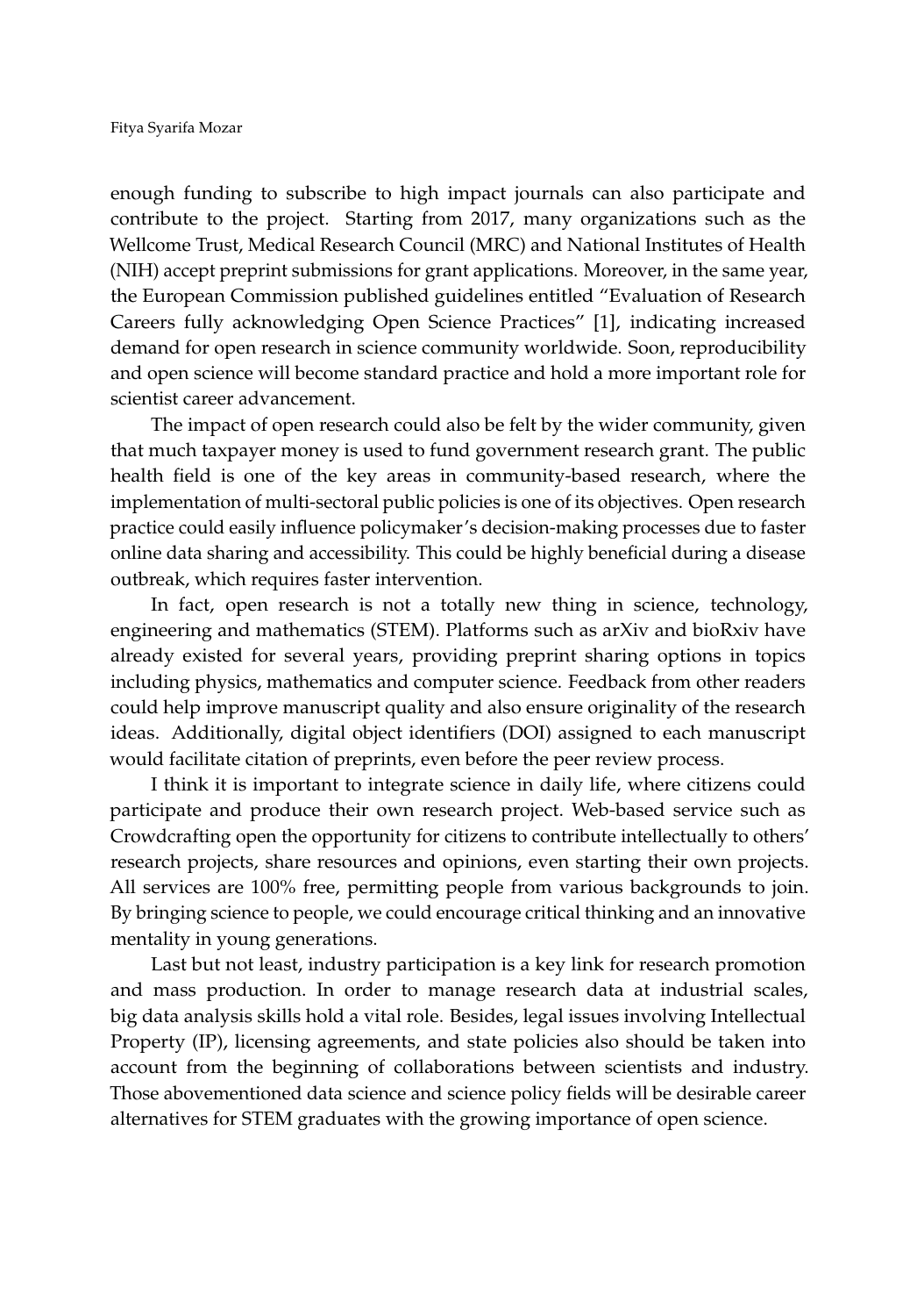enough funding to subscribe to high impact journals can also participate and contribute to the project. Starting from 2017, many organizations such as the Wellcome Trust, Medical Research Council (MRC) and National Institutes of Health (NIH) accept preprint submissions for grant applications. Moreover, in the same year, the European Commission published guidelines entitled "Evaluation of Research Careers fully acknowledging Open Science Practices" [1], indicating increased demand for open research in science community worldwide. Soon, reproducibility and open science will become standard practice and hold a more important role for scientist career advancement.

The impact of open research could also be felt by the wider community, given that much taxpayer money is used to fund government research grant. The public health field is one of the key areas in community-based research, where the implementation of multi-sectoral public policies is one of its objectives. Open research practice could easily influence policymaker's decision-making processes due to faster online data sharing and accessibility. This could be highly beneficial during a disease outbreak, which requires faster intervention.

In fact, open research is not a totally new thing in science, technology, engineering and mathematics (STEM). Platforms such as arXiv and bioRxiv have already existed for several years, providing preprint sharing options in topics including physics, mathematics and computer science. Feedback from other readers could help improve manuscript quality and also ensure originality of the research ideas. Additionally, digital object identifiers (DOI) assigned to each manuscript would facilitate citation of preprints, even before the peer review process.

I think it is important to integrate science in daily life, where citizens could participate and produce their own research project. Web-based service such as Crowdcrafting open the opportunity for citizens to contribute intellectually to others' research projects, share resources and opinions, even starting their own projects. All services are 100% free, permitting people from various backgrounds to join. By bringing science to people, we could encourage critical thinking and an innovative mentality in young generations.

Last but not least, industry participation is a key link for research promotion and mass production. In order to manage research data at industrial scales, big data analysis skills hold a vital role. Besides, legal issues involving Intellectual Property (IP), licensing agreements, and state policies also should be taken into account from the beginning of collaborations between scientists and industry. Those abovementioned data science and science policy fields will be desirable career alternatives for STEM graduates with the growing importance of open science.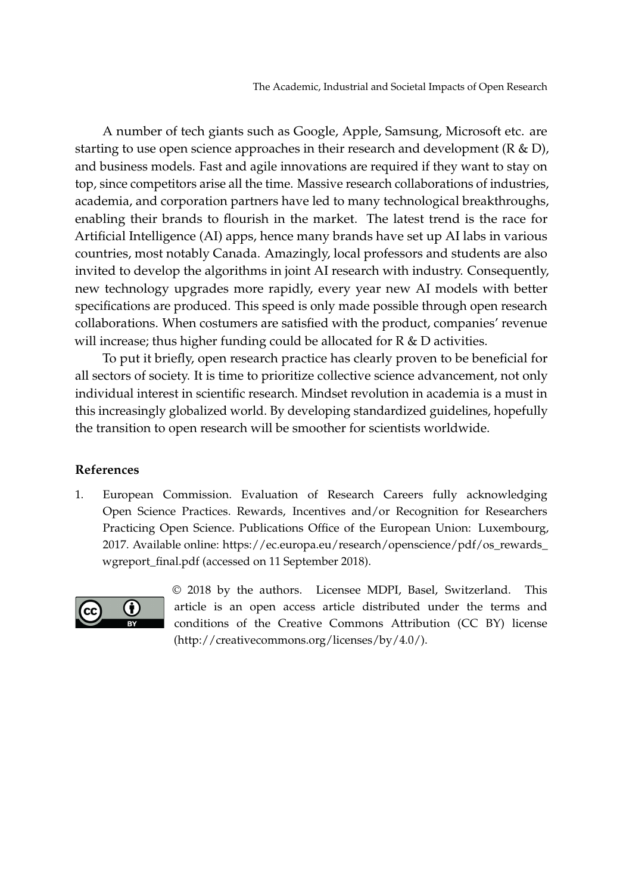A number of tech giants such as Google, Apple, Samsung, Microsoft etc. are starting to use open science approaches in their research and development (R & D), and business models. Fast and agile innovations are required if they want to stay on top, since competitors arise all the time. Massive research collaborations of industries, academia, and corporation partners have led to many technological breakthroughs, enabling their brands to flourish in the market. The latest trend is the race for Artificial Intelligence (AI) apps, hence many brands have set up AI labs in various countries, most notably Canada. Amazingly, local professors and students are also invited to develop the algorithms in joint AI research with industry. Consequently, new technology upgrades more rapidly, every year new AI models with better specifications are produced. This speed is only made possible through open research collaborations. When costumers are satisfied with the product, companies' revenue will increase; thus higher funding could be allocated for R & D activities.

To put it briefly, open research practice has clearly proven to be beneficial for all sectors of society. It is time to prioritize collective science advancement, not only individual interest in scientific research. Mindset revolution in academia is a must in this increasingly globalized world. By developing standardized guidelines, hopefully the transition to open research will be smoother for scientists worldwide.

## References

1. European Commission. Evaluation of Research Careers fully acknowledging Open Science Practices. Rewards, Incentives and/or Recognition for Researchers Practicing Open Science. Publications Office of the European Union: Luxembourg, 2017. Available online: https://ec.europa.eu/research/openscience/pdf/os_rewards_wgreport_final.pdf (accessed on 11 September 2018).

© 2018 by the authors. Licensee MDPI, Basel, Switzerland. This article is an open access article distributed under the terms and conditions of the Creative Commons Attribution (CC BY) license (http://creativecommons.org/licenses/by/4.0/).